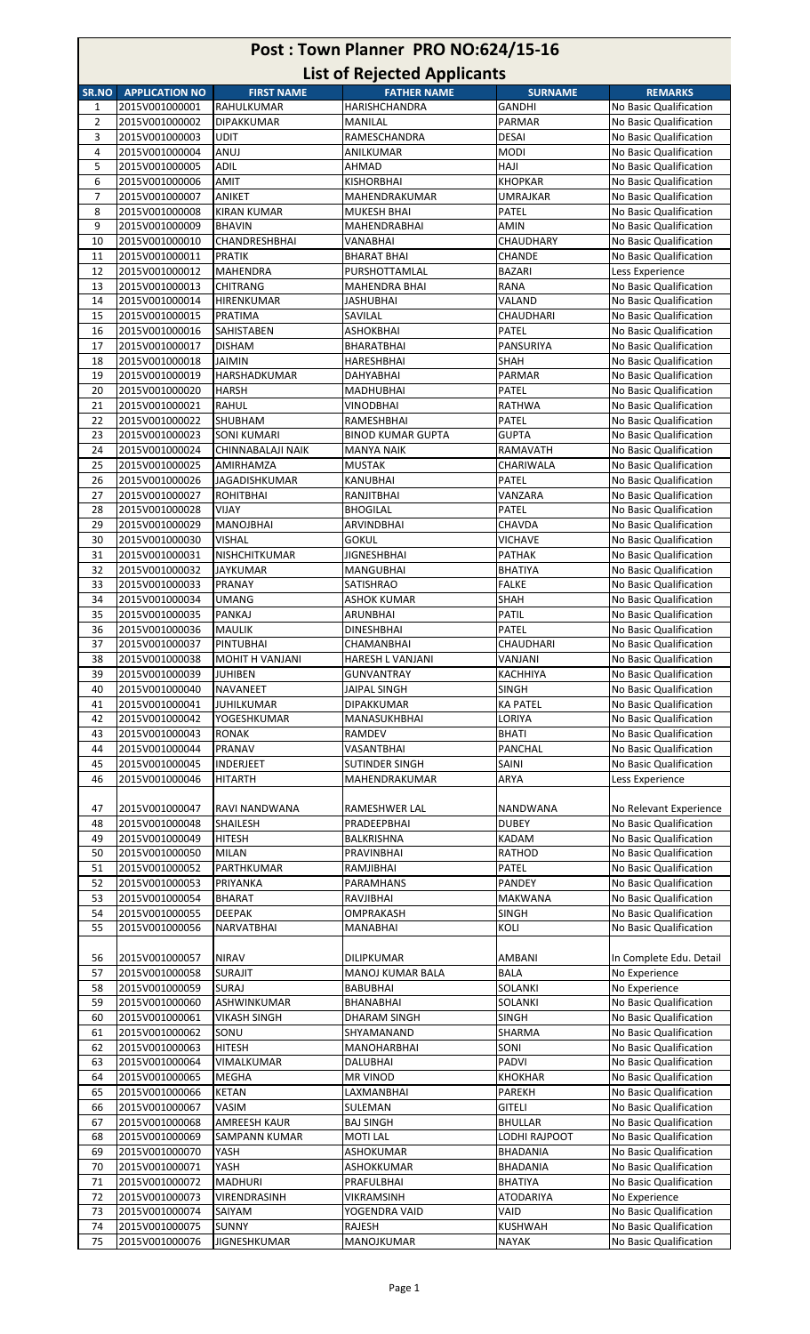# Post : Town Planner PRO NO:624/15-16

## List of Rejected Applicants

| SR.NO | APPLICATION NO | FIRST NAME | FATHER NAME | SURNAME | REMARKS |
|---|---|---|---|---|---|
| 1 | 2015V001000001 | RAHULKUMAR | HARISHCHANDRA | GANDHI | No Basic Qualification |
| 2 | 2015V001000002 | DIPAKKUMAR | MANILAL | PARMAR | No Basic Qualification |
| 3 | 2015V001000003 | UDIT | RAMESCHANDRA | DESAI | No Basic Qualification |
| 4 | 2015V001000004 | ANUJ | ANILKUMAR | MODI | No Basic Qualification |
| 5 | 2015V001000005 | ADIL | AHMAD | HAJI | No Basic Qualification |
| 6 | 2015V001000006 | AMIT | KISHORBHAI | KHOPKAR | No Basic Qualification |
| 7 | 2015V001000007 | ANIKET | MAHENDRAKUMAR | UMRAJKAR | No Basic Qualification |
| 8 | 2015V001000008 | KIRAN KUMAR | MUKESH BHAI | PATEL | No Basic Qualification |
| 9 | 2015V001000009 | BHAVIN | MAHENDRABHAI | AMIN | No Basic Qualification |
| 10 | 2015V001000010 | CHANDRESHBHAI | VANABHAI | CHAUDHARY | No Basic Qualification |
| 11 | 2015V001000011 | PRATIK | BHARAT BHAI | CHANDE | No Basic Qualification |
| 12 | 2015V001000012 | MAHENDRA | PURSHOTTAMLAL | BAZARI | Less Experience |
| 13 | 2015V001000013 | CHITRANG | MAHENDRA BHAI | RANA | No Basic Qualification |
| 14 | 2015V001000014 | HIRENKUMAR | JASHUBHAI | VALAND | No Basic Qualification |
| 15 | 2015V001000015 | PRATIMA | SAVILAL | CHAUDHARI | No Basic Qualification |
| 16 | 2015V001000016 | SAHISTABEN | ASHOKBHAI | PATEL | No Basic Qualification |
| 17 | 2015V001000017 | DISHAM | BHARATBHAI | PANSURIYA | No Basic Qualification |
| 18 | 2015V001000018 | JAIMIN | HARESHBHAI | SHAH | No Basic Qualification |
| 19 | 2015V001000019 | HARSHADKUMAR | DAHYABHAI | PARMAR | No Basic Qualification |
| 20 | 2015V001000020 | HARSH | MADHUBHAI | PATEL | No Basic Qualification |
| 21 | 2015V001000021 | RAHUL | VINODBHAI | RATHWA | No Basic Qualification |
| 22 | 2015V001000022 | SHUBHAM | RAMESHBHAI | PATEL | No Basic Qualification |
| 23 | 2015V001000023 | SONI KUMARI | BINOD KUMAR GUPTA | GUPTA | No Basic Qualification |
| 24 | 2015V001000024 | CHINNABALAJI NAIK | MANYA NAIK | RAMAVATH | No Basic Qualification |
| 25 | 2015V001000025 | AMIRHAMZA | MUSTAK | CHARIWALA | No Basic Qualification |
| 26 | 2015V001000026 | JAGADISHKUMAR | KANUBHAI | PATEL | No Basic Qualification |
| 27 | 2015V001000027 | ROHITBHAI | RANJITBHAI | VANZARA | No Basic Qualification |
| 28 | 2015V001000028 | VIJAY | BHOGILAL | PATEL | No Basic Qualification |
| 29 | 2015V001000029 | MANOJBHAI | ARVINDBHAI | CHAVDA | No Basic Qualification |
| 30 | 2015V001000030 | VISHAL | GOKUL | VICHAVE | No Basic Qualification |
| 31 | 2015V001000031 | NISHCHITKUMAR | JIGNESHBHAI | PATHAK | No Basic Qualification |
| 32 | 2015V001000032 | JAYKUMAR | MANGUBHAI | BHATIYA | No Basic Qualification |
| 33 | 2015V001000033 | PRANAY | SATISHRAO | FALKE | No Basic Qualification |
| 34 | 2015V001000034 | UMANG | ASHOK KUMAR | SHAH | No Basic Qualification |
| 35 | 2015V001000035 | PANKAJ | ARUNBHAI | PATIL | No Basic Qualification |
| 36 | 2015V001000036 | MAULIK | DINESHBHAI | PATEL | No Basic Qualification |
| 37 | 2015V001000037 | PINTUBHAI | CHAMANBHAI | CHAUDHARI | No Basic Qualification |
| 38 | 2015V001000038 | MOHIT H VANJANI | HARESH L VANJANI | VANJANI | No Basic Qualification |
| 39 | 2015V001000039 | JUHIBEN | GUNVANTRAY | KACHHIYA | No Basic Qualification |
| 40 | 2015V001000040 | NAVANEET | JAIPAL SINGH | SINGH | No Basic Qualification |
| 41 | 2015V001000041 | JUHILKUMAR | DIPAKKUMAR | KA PATEL | No Basic Qualification |
| 42 | 2015V001000042 | YOGESHKUMAR | MANASUKHBHAI | LORIYA | No Basic Qualification |
| 43 | 2015V001000043 | RONAK | RAMDEV | BHATI | No Basic Qualification |
| 44 | 2015V001000044 | PRANAV | VASANTBHAI | PANCHAL | No Basic Qualification |
| 45 | 2015V001000045 | INDERJEET | SUTINDER SINGH | SAINI | No Basic Qualification |
| 46 | 2015V001000046 | HITARTH | MAHENDRAKUMAR | ARYA | Less Experience |
| 47 | 2015V001000047 | RAVI NANDWANA | RAMESHWER LAL | NANDWANA | No Relevant Experience |
| 48 | 2015V001000048 | SHAILESH | PRADEEPBHAI | DUBEY | No Basic Qualification |
| 49 | 2015V001000049 | HITESH | BALKRISHNA | KADAM | No Basic Qualification |
| 50 | 2015V001000050 | MILAN | PRAVINBHAI | RATHOD | No Basic Qualification |
| 51 | 2015V001000052 | PARTHKUMAR | RAMJIBHAI | PATEL | No Basic Qualification |
| 52 | 2015V001000053 | PRIYANKA | PARAMHANS | PANDEY | No Basic Qualification |
| 53 | 2015V001000054 | BHARAT | RAVJIBHAI | MAKWANA | No Basic Qualification |
| 54 | 2015V001000055 | DEEPAK | OMPRAKASH | SINGH | No Basic Qualification |
| 55 | 2015V001000056 | NARVATBHAI | MANABHAI | KOLI | No Basic Qualification |
| 56 | 2015V001000057 | NIRAV | DILIPKUMAR | AMBANI | In Complete Edu. Detail |
| 57 | 2015V001000058 | SURAJIT | MANOJ KUMAR BALA | BALA | No Experience |
| 58 | 2015V001000059 | SURAJ | BABUBHAI | SOLANKI | No Experience |
| 59 | 2015V001000060 | ASHWINKUMAR | BHANABHAI | SOLANKI | No Basic Qualification |
| 60 | 2015V001000061 | VIKASH SINGH | DHARAM SINGH | SINGH | No Basic Qualification |
| 61 | 2015V001000062 | SONU | SHYAMANAND | SHARMA | No Basic Qualification |
| 62 | 2015V001000063 | HITESH | MANOHARBHAI | SONI | No Basic Qualification |
| 63 | 2015V001000064 | VIMALKUMAR | DALUBHAI | PADVI | No Basic Qualification |
| 64 | 2015V001000065 | MEGHA | MR VINOD | KHOKHAR | No Basic Qualification |
| 65 | 2015V001000066 | KETAN | LAXMANBHAI | PAREKH | No Basic Qualification |
| 66 | 2015V001000067 | VASIM | SULEMAN | GITELI | No Basic Qualification |
| 67 | 2015V001000068 | AMREESH KAUR | BAJ SINGH | BHULLAR | No Basic Qualification |
| 68 | 2015V001000069 | SAMPANN KUMAR | MOTI LAL | LODHI RAJPOOT | No Basic Qualification |
| 69 | 2015V001000070 | YASH | ASHOKUMAR | BHADANIA | No Basic Qualification |
| 70 | 2015V001000071 | YASH | ASHOKKUMAR | BHADANIA | No Basic Qualification |
| 71 | 2015V001000072 | MADHURI | PRAFULBHAI | BHATIYA | No Basic Qualification |
| 72 | 2015V001000073 | VIRENDRASINH | VIKRAMSINH | ATODARIYA | No Experience |
| 73 | 2015V001000074 | SAIYAM | YOGENDRA VAID | VAID | No Basic Qualification |
| 74 | 2015V001000075 | SUNNY | RAJESH | KUSHWAH | No Basic Qualification |
| 75 | 2015V001000076 | JIGNESHKUMAR | MANOJKUMAR | NAYAK | No Basic Qualification |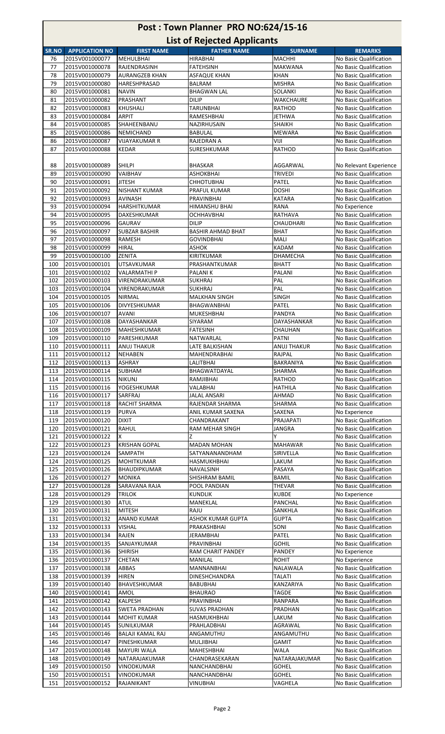# Post : Town Planner PRO NO:624/15-16

## List of Rejected Applicants

| SR.NO | APPLICATION NO | FIRST NAME | FATHER NAME | SURNAME | REMARKS |
|---|---|---|---|---|---|
| 76 | 2015V001000077 | MEHULBHAI | HIRABHAI | MACHHI | No Basic Qualification |
| 77 | 2015V001000078 | RAJENDRASINH | FATEHSINH | MAKWANA | No Basic Qualification |
| 78 | 2015V001000079 | AURANGZEB KHAN | ASFAQUE KHAN | KHAN | No Basic Qualification |
| 79 | 2015V001000080 | HARESHPRASAD | BALRAM | MISHRA | No Basic Qualification |
| 80 | 2015V001000081 | NAVIN | BHAGWAN LAL | SOLANKI | No Basic Qualification |
| 81 | 2015V001000082 | PRASHANT | DILIP | WAKCHAURE | No Basic Qualification |
| 82 | 2015V001000083 | KHUSHALI | TARUNBHAI | RATHOD | No Basic Qualification |
| 83 | 2015V001000084 | ARPIT | RAMESHBHAI | JETHWA | No Basic Qualification |
| 84 | 2015V001000085 | SHAHEENBANU | NAZIRHUSAIN | SHAIKH | No Basic Qualification |
| 85 | 2015V001000086 | NEMICHAND | BABULAL | MEWARA | No Basic Qualification |
| 86 | 2015V001000087 | VIJAYAKUMAR R | RAJEDRAN A | VIJI | No Basic Qualification |
| 87 | 2015V001000088 | KEDAR | SURESHKUMAR | RATHOD | No Basic Qualification |
| 88 | 2015V001000089 | SHILPI | BHASKAR | AGGARWAL | No Relevant Experience |
| 89 | 2015V001000090 | VAIBHAV | ASHOKBHAI | TRIVEDI | No Basic Qualification |
| 90 | 2015V001000091 | JITESH | CHHOTUBHAI | PATEL | No Basic Qualification |
| 91 | 2015V001000092 | NISHANT KUMAR | PRAFUL KUMAR | DOSHI | No Basic Qualification |
| 92 | 2015V001000093 | AVINASH | PRAVINBHAI | KATARA | No Basic Qualification |
| 93 | 2015V001000094 | HARSHITKUMAR | HIMANSHU BHAI | RANA | No Experience |
| 94 | 2015V001000095 | DAXESHKUMAR | OCHHAVBHAI | RATHAVA | No Basic Qualification |
| 95 | 2015V001000096 | GAURAV | DILIP | CHAUDHARI | No Basic Qualification |
| 96 | 2015V001000097 | SUBZAR BASHIR | BASHIR AHMAD BHAT | BHAT | No Basic Qualification |
| 97 | 2015V001000098 | RAMESH | GOVINDBHAI | MALI | No Basic Qualification |
| 98 | 2015V001000099 | HIRAL | ASHOK | KADAM | No Basic Qualification |
| 99 | 2015V001000100 | ZENITA | KIRITKUMAR | DHAMECHA | No Basic Qualification |
| 100 | 2015V001000101 | UTSAVKUMAR | PRASHANTKUMAR | BHATT | No Basic Qualification |
| 101 | 2015V001000102 | VALARMATHI P | PALANI K | PALANI | No Basic Qualification |
| 102 | 2015V001000103 | VIRENDRAKUMAR | SUKHRAJ | PAL | No Basic Qualification |
| 103 | 2015V001000104 | VIRENDRAKUMAR | SUKHRAJ | PAL | No Basic Qualification |
| 104 | 2015V001000105 | NIRMAL | MALKHAN SINGH | SINGH | No Basic Qualification |
| 105 | 2015V001000106 | DIVYESHKUMAR | BHAGWANBHAI | PATEL | No Basic Qualification |
| 106 | 2015V001000107 | AVANI | MUKESHBHAI | PANDYA | No Basic Qualification |
| 107 | 2015V001000108 | DAYASHANKAR | SIYARAM | DAYASHANKAR | No Basic Qualification |
| 108 | 2015V001000109 | MAHESHKUMAR | FATESINH | CHAUHAN | No Basic Qualification |
| 109 | 2015V001000110 | PARESHKUMAR | NATWARLAL | PATNI | No Basic Qualification |
| 110 | 2015V001000111 | ANUJ THAKUR | LATE BALKISHAN | ANUJ THAKUR | No Basic Qualification |
| 111 | 2015V001000112 | NEHABEN | MAHENDRABHAI | RAJPAL | No Basic Qualification |
| 112 | 2015V001000113 | ASHRAY | LALITBHAI | BAKRANIYA | No Basic Qualification |
| 113 | 2015V001000114 | SUBHAM | BHAGWATDAYAL | SHARMA | No Basic Qualification |
| 114 | 2015V001000115 | NIKUNJ | RAMJIBHAI | RATHOD | No Basic Qualification |
| 115 | 2015V001000116 | YOGESHKUMAR | VALABHAI | HATHILA | No Basic Qualification |
| 116 | 2015V001000117 | SARFRAJ | JALAL ANSARI | AHMAD | No Basic Qualification |
| 117 | 2015V001000118 | RACHIT SHARMA | RAJENDAR SHARMA | SHARMA | No Basic Qualification |
| 118 | 2015V001000119 | PURVA | ANIL KUMAR SAXENA | SAXENA | No Experience |
| 119 | 2015V001000120 | DIXIT | CHANDRAKANT | PRAJAPATI | No Basic Qualification |
| 120 | 2015V001000121 | RAHUL | RAM MEHAR SINGH | JANGRA | No Basic Qualification |
| 121 | 2015V001000122 | X | Z | Y | No Basic Qualification |
| 122 | 2015V001000123 | KRISHAN GOPAL | MADAN MOHAN | MAHAWAR | No Basic Qualification |
| 123 | 2015V001000124 | SAMPATH | SATYANANANDHAM | SIRIVELLA | No Basic Qualification |
| 124 | 2015V001000125 | MOHITKUMAR | HASMUKHBHAI | LAKUM | No Basic Qualification |
| 125 | 2015V001000126 | BHAUDIPKUMAR | NAVALSINH | PASAYA | No Basic Qualification |
| 126 | 2015V001000127 | MONIKA | SHISHRAM BAMIL | BAMIL | No Basic Qualification |
| 127 | 2015V001000128 | SARAVANA RAJA | POOL PANDIAN | THEVAR | No Basic Qualification |
| 128 | 2015V001000129 | TRILOK | KUNDLIK | KUBDE | No Experience |
| 129 | 2015V001000130 | ATUL | MANEKLAL | PANCHAL | No Basic Qualification |
| 130 | 2015V001000131 | MITESH | RAJU | SANKHLA | No Basic Qualification |
| 131 | 2015V001000132 | ANAND KUMAR | ASHOK KUMAR GUPTA | GUPTA | No Basic Qualification |
| 132 | 2015V001000133 | VISHAL | PRAKASHBHAI | SONI | No Basic Qualification |
| 133 | 2015V001000134 | RAJEN | JERAMBHAI | PATEL | No Basic Qualification |
| 134 | 2015V001000135 | SANJAYKUMAR | PRAVINBHAI | GOHIL | No Basic Qualification |
| 135 | 2015V001000136 | SHIRISH | RAM CHARIT PANDEY | PANDEY | No Experience |
| 136 | 2015V001000137 | CHETAN | MANILAL | ROHIT | No Experience |
| 137 | 2015V001000138 | ABBAS | MANNANBHAI | NALAWALA | No Basic Qualification |
| 138 | 2015V001000139 | HIREN | DINESHCHANDRA | TALATI | No Basic Qualification |
| 139 | 2015V001000140 | BHAVESHKUMAR | BABUBHAI | KANZARIYA | No Basic Qualification |
| 140 | 2015V001000141 | AMOL | BHAURAO | TAGDE | No Basic Qualification |
| 141 | 2015V001000142 | KALPESH | PRAVINBHAI | RANPARA | No Basic Qualification |
| 142 | 2015V001000143 | SWETA PRADHAN | SUVAS PRADHAN | PRADHAN | No Basic Qualification |
| 143 | 2015V001000144 | MOHIT KUMAR | HASMUKHBHAI | LAKUM | No Basic Qualification |
| 144 | 2015V001000145 | SUNILKUMAR | PRAHLADBHAI | AGRAWAL | No Basic Qualification |
| 145 | 2015V001000146 | BALAJI KAMAL RAJ | ANGAMUTHU | ANGAMUTHU | No Basic Qualification |
| 146 | 2015V001000147 | PINESHKUMAR | MULJIBHAI | GAMIT | No Basic Qualification |
| 147 | 2015V001000148 | MAYURI WALA | MAHESHBHAI | WALA | No Basic Qualification |
| 148 | 2015V001000149 | NATARAJAKUMAR | CHANDRASEKARAN | NATARAJAKUMAR | No Basic Qualification |
| 149 | 2015V001000150 | VINODKUMAR | NANCHANDBHAI | GOHEL | No Basic Qualification |
| 150 | 2015V001000151 | VINODKUMAR | NANCHANDBHAI | GOHEL | No Basic Qualification |
| 151 | 2015V001000152 | RAJANIKANT | VINUBHAI | VAGHELA | No Basic Qualification |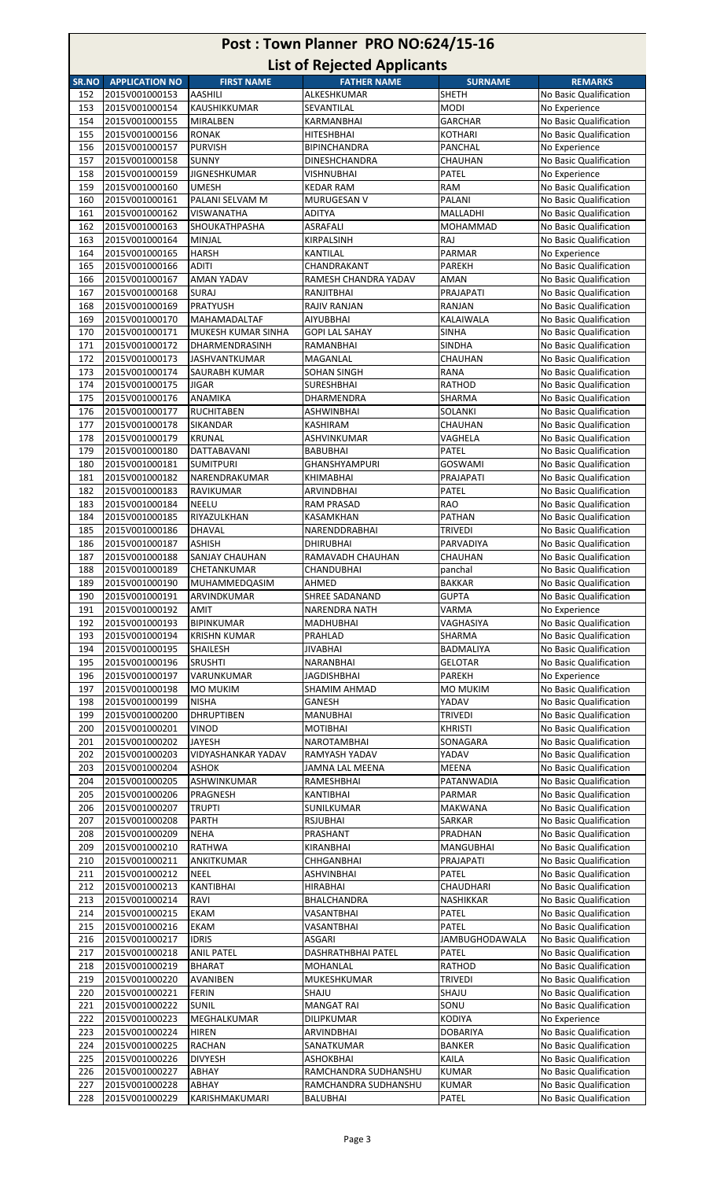# Post : Town Planner PRO NO:624/15-16

## List of Rejected Applicants

| SR.NO | APPLICATION NO | FIRST NAME | FATHER NAME | SURNAME | REMARKS |
|---|---|---|---|---|---|
| 152 | 2015V001000153 | AASHILI | ALKESHKUMAR | SHETH | No Basic Qualification |
| 153 | 2015V001000154 | KAUSHIKKUMAR | SEVANTILAL | MODI | No Experience |
| 154 | 2015V001000155 | MIRALBEN | KARMANBHAI | GARCHAR | No Basic Qualification |
| 155 | 2015V001000156 | RONAK | HITESHBHAI | KOTHARI | No Basic Qualification |
| 156 | 2015V001000157 | PURVISH | BIPINCHANDRA | PANCHAL | No Experience |
| 157 | 2015V001000158 | SUNNY | DINESHCHANDRA | CHAUHAN | No Basic Qualification |
| 158 | 2015V001000159 | JIGNESHKUMAR | VISHNUBHAI | PATEL | No Experience |
| 159 | 2015V001000160 | UMESH | KEDAR RAM | RAM | No Basic Qualification |
| 160 | 2015V001000161 | PALANI SELVAM M | MURUGESAN V | PALANI | No Basic Qualification |
| 161 | 2015V001000162 | VISWANATHA | ADITYA | MALLADHI | No Basic Qualification |
| 162 | 2015V001000163 | SHOUKATHPASHA | ASRAFALI | MOHAMMAD | No Basic Qualification |
| 163 | 2015V001000164 | MINJAL | KIRPALSINH | RAJ | No Basic Qualification |
| 164 | 2015V001000165 | HARSH | KANTILAL | PARMAR | No Experience |
| 165 | 2015V001000166 | ADITI | CHANDRAKANT | PAREKH | No Basic Qualification |
| 166 | 2015V001000167 | AMAN YADAV | RAMESH CHANDRA YADAV | AMAN | No Basic Qualification |
| 167 | 2015V001000168 | SURAJ | RANJITBHAI | PRAJAPATI | No Basic Qualification |
| 168 | 2015V001000169 | PRATYUSH | RAJIV RANJAN | RANJAN | No Basic Qualification |
| 169 | 2015V001000170 | MAHAMADALTAF | AIYUBBHAI | KALAIWALA | No Basic Qualification |
| 170 | 2015V001000171 | MUKESH KUMAR SINHA | GOPI LAL SAHAY | SINHA | No Basic Qualification |
| 171 | 2015V001000172 | DHARMENDRASINH | RAMANBHAI | SINDHA | No Basic Qualification |
| 172 | 2015V001000173 | JASHVANTKUMAR | MAGANLAL | CHAUHAN | No Basic Qualification |
| 173 | 2015V001000174 | SAURABH KUMAR | SOHAN SINGH | RANA | No Basic Qualification |
| 174 | 2015V001000175 | JIGAR | SURESHBHAI | RATHOD | No Basic Qualification |
| 175 | 2015V001000176 | ANAMIKA | DHARMENDRA | SHARMA | No Basic Qualification |
| 176 | 2015V001000177 | RUCHITABEN | ASHWINBHAI | SOLANKI | No Basic Qualification |
| 177 | 2015V001000178 | SIKANDAR | KASHIRAM | CHAUHAN | No Basic Qualification |
| 178 | 2015V001000179 | KRUNAL | ASHVINKUMAR | VAGHELA | No Basic Qualification |
| 179 | 2015V001000180 | DATTABAVANI | BABUBHAI | PATEL | No Basic Qualification |
| 180 | 2015V001000181 | SUMITPURI | GHANSHYAMPURI | GOSWAMI | No Basic Qualification |
| 181 | 2015V001000182 | NARENDRAKUMAR | KHIMABHAI | PRAJAPATI | No Basic Qualification |
| 182 | 2015V001000183 | RAVIKUMAR | ARVINDBHAI | PATEL | No Basic Qualification |
| 183 | 2015V001000184 | NEELU | RAM PRASAD | RAO | No Basic Qualification |
| 184 | 2015V001000185 | RIYAZULKHAN | KASAMKHAN | PATHAN | No Basic Qualification |
| 185 | 2015V001000186 | DHAVAL | NARENDDRABHAI | TRIVEDI | No Basic Qualification |
| 186 | 2015V001000187 | ASHISH | DHIRUBHAI | PARVADIYA | No Basic Qualification |
| 187 | 2015V001000188 | SANJAY CHAUHAN | RAMAVADH CHAUHAN | CHAUHAN | No Basic Qualification |
| 188 | 2015V001000189 | CHETANKUMAR | CHANDUBHAI | panchal | No Basic Qualification |
| 189 | 2015V001000190 | MUHAMMEDQASIM | AHMED | BAKKAR | No Basic Qualification |
| 190 | 2015V001000191 | ARVINDKUMAR | SHREE SADANAND | GUPTA | No Basic Qualification |
| 191 | 2015V001000192 | AMIT | NARENDRA NATH | VARMA | No Experience |
| 192 | 2015V001000193 | BIPINKUMAR | MADHUBHAI | VAGHASIYA | No Basic Qualification |
| 193 | 2015V001000194 | KRISHN KUMAR | PRAHLAD | SHARMA | No Basic Qualification |
| 194 | 2015V001000195 | SHAILESH | JIVABHAI | BADMALIYA | No Basic Qualification |
| 195 | 2015V001000196 | SRUSHTI | NARANBHAI | GELOTAR | No Basic Qualification |
| 196 | 2015V001000197 | VARUNKUMAR | JAGDISHBHAI | PAREKH | No Experience |
| 197 | 2015V001000198 | MO MUKIM | SHAMIM AHMAD | MO MUKIM | No Basic Qualification |
| 198 | 2015V001000199 | NISHA | GANESH | YADAV | No Basic Qualification |
| 199 | 2015V001000200 | DHRUPTIBEN | MANUBHAI | TRIVEDI | No Basic Qualification |
| 200 | 2015V001000201 | VINOD | MOTIBHAI | KHRISTI | No Basic Qualification |
| 201 | 2015V001000202 | JAYESH | NAROTAMBHAI | SONAGARA | No Basic Qualification |
| 202 | 2015V001000203 | VIDYASHANKAR YADAV | RAMYASH YADAV | YADAV | No Basic Qualification |
| 203 | 2015V001000204 | ASHOK | JAMNA LAL MEENA | MEENA | No Basic Qualification |
| 204 | 2015V001000205 | ASHWINKUMAR | RAMESHBHAI | PATANWADIA | No Basic Qualification |
| 205 | 2015V001000206 | PRAGNESH | KANTIBHAI | PARMAR | No Basic Qualification |
| 206 | 2015V001000207 | TRUPTI | SUNILKUMAR | MAKWANA | No Basic Qualification |
| 207 | 2015V001000208 | PARTH | RSJUBHAI | SARKAR | No Basic Qualification |
| 208 | 2015V001000209 | NEHA | PRASHANT | PRADHAN | No Basic Qualification |
| 209 | 2015V001000210 | RATHWA | KIRANBHAI | MANGUBHAI | No Basic Qualification |
| 210 | 2015V001000211 | ANKITKUMAR | CHHGANBHAI | PRAJAPATI | No Basic Qualification |
| 211 | 2015V001000212 | NEEL | ASHVINBHAI | PATEL | No Basic Qualification |
| 212 | 2015V001000213 | KANTIBHAI | HIRABHAI | CHAUDHARI | No Basic Qualification |
| 213 | 2015V001000214 | RAVI | BHALCHANDRA | NASHIKKAR | No Basic Qualification |
| 214 | 2015V001000215 | EKAM | VASANTBHAI | PATEL | No Basic Qualification |
| 215 | 2015V001000216 | EKAM | VASANTBHAI | PATEL | No Basic Qualification |
| 216 | 2015V001000217 | IDRIS | ASGARI | JAMBUGHODAWALA | No Basic Qualification |
| 217 | 2015V001000218 | ANIL PATEL | DASHRATHBHAI PATEL | PATEL | No Basic Qualification |
| 218 | 2015V001000219 | BHARAT | MOHANLAL | RATHOD | No Basic Qualification |
| 219 | 2015V001000220 | AVANIBEN | MUKESHKUMAR | TRIVEDI | No Basic Qualification |
| 220 | 2015V001000221 | FERIN | SHAJU | SHAJU | No Basic Qualification |
| 221 | 2015V001000222 | SUNIL | MANGAT RAI | SONU | No Basic Qualification |
| 222 | 2015V001000223 | MEGHALKUMAR | DILIPKUMAR | KODIYA | No Experience |
| 223 | 2015V001000224 | HIREN | ARVINDBHAI | DOBARIYA | No Basic Qualification |
| 224 | 2015V001000225 | RACHAN | SANATKUMAR | BANKER | No Basic Qualification |
| 225 | 2015V001000226 | DIVYESH | ASHOKBHAI | KAILA | No Basic Qualification |
| 226 | 2015V001000227 | ABHAY | RAMCHANDRA SUDHANSHU | KUMAR | No Basic Qualification |
| 227 | 2015V001000228 | ABHAY | RAMCHANDRA SUDHANSHU | KUMAR | No Basic Qualification |
| 228 | 2015V001000229 | KARISHMAKUMARI | BALUBHAI | PATEL | No Basic Qualification |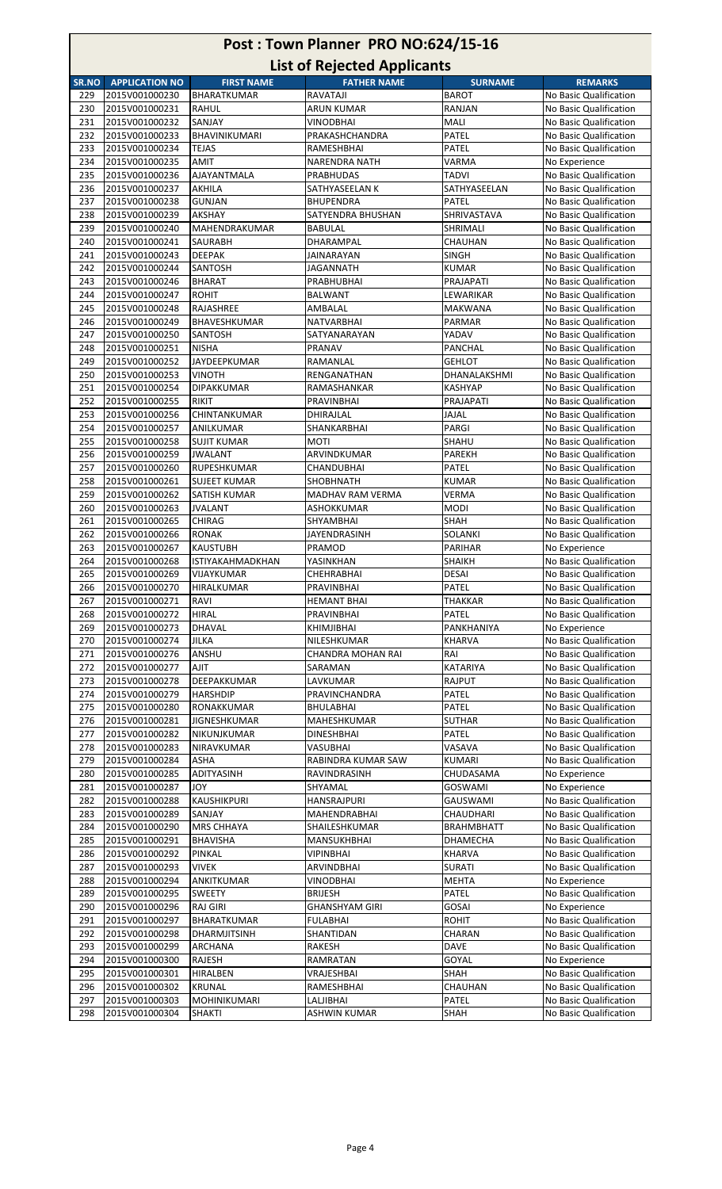# Post : Town Planner PRO NO:624/15-16

## List of Rejected Applicants

| SR.NO | APPLICATION NO | FIRST NAME | FATHER NAME | SURNAME | REMARKS |
|---|---|---|---|---|---|
| 229 | 2015V001000230 | BHARATKUMAR | RAVATAJI | BAROT | No Basic Qualification |
| 230 | 2015V001000231 | RAHUL | ARUN KUMAR | RANJAN | No Basic Qualification |
| 231 | 2015V001000232 | SANJAY | VINODBHAI | MALI | No Basic Qualification |
| 232 | 2015V001000233 | BHAVINIKUMARI | PRAKASHCHANDRA | PATEL | No Basic Qualification |
| 233 | 2015V001000234 | TEJAS | RAMESHBHAI | PATEL | No Basic Qualification |
| 234 | 2015V001000235 | AMIT | NARENDRA NATH | VARMA | No Experience |
| 235 | 2015V001000236 | AJAYANTMALA | PRABHUDAS | TADVI | No Basic Qualification |
| 236 | 2015V001000237 | AKHILA | SATHYASEELAN K | SATHYASEELAN | No Basic Qualification |
| 237 | 2015V001000238 | GUNJAN | BHUPENDRA | PATEL | No Basic Qualification |
| 238 | 2015V001000239 | AKSHAY | SATYENDRA BHUSHAN | SHRIVASTAVA | No Basic Qualification |
| 239 | 2015V001000240 | MAHENDRAKUMAR | BABULAL | SHRIMALI | No Basic Qualification |
| 240 | 2015V001000241 | SAURABH | DHARAMPAL | CHAUHAN | No Basic Qualification |
| 241 | 2015V001000243 | DEEPAK | JAINARAYAN | SINGH | No Basic Qualification |
| 242 | 2015V001000244 | SANTOSH | JAGANNATH | KUMAR | No Basic Qualification |
| 243 | 2015V001000246 | BHARAT | PRABHUBHAI | PRAJAPATI | No Basic Qualification |
| 244 | 2015V001000247 | ROHIT | BALWANT | LEWARIKAR | No Basic Qualification |
| 245 | 2015V001000248 | RAJASHREE | AMBALAL | MAKWANA | No Basic Qualification |
| 246 | 2015V001000249 | BHAVESHKUMAR | NATVARBHAI | PARMAR | No Basic Qualification |
| 247 | 2015V001000250 | SANTOSH | SATYANARAYAN | YADAV | No Basic Qualification |
| 248 | 2015V001000251 | NISHA | PRANAV | PANCHAL | No Basic Qualification |
| 249 | 2015V001000252 | JAYDEEPKUMAR | RAMANLAL | GEHLOT | No Basic Qualification |
| 250 | 2015V001000253 | VINOTH | RENGANATHAN | DHANALAKSHMI | No Basic Qualification |
| 251 | 2015V001000254 | DIPAKKUMAR | RAMASHANKAR | KASHYAP | No Basic Qualification |
| 252 | 2015V001000255 | RIKIT | PRAVINBHAI | PRAJAPATI | No Basic Qualification |
| 253 | 2015V001000256 | CHINTANKUMAR | DHIRAJLAL | JAJAL | No Basic Qualification |
| 254 | 2015V001000257 | ANILKUMAR | SHANKARBHAI | PARGI | No Basic Qualification |
| 255 | 2015V001000258 | SUJIT KUMAR | MOTI | SHAHU | No Basic Qualification |
| 256 | 2015V001000259 | JWALANT | ARVINDKUMAR | PAREKH | No Basic Qualification |
| 257 | 2015V001000260 | RUPESHKUMAR | CHANDUBHAI | PATEL | No Basic Qualification |
| 258 | 2015V001000261 | SUJEET KUMAR | SHOBHNATH | KUMAR | No Basic Qualification |
| 259 | 2015V001000262 | SATISH KUMAR | MADHAV RAM VERMA | VERMA | No Basic Qualification |
| 260 | 2015V001000263 | JVALANT | ASHOKKUMAR | MODI | No Basic Qualification |
| 261 | 2015V001000265 | CHIRAG | SHYAMBHAI | SHAH | No Basic Qualification |
| 262 | 2015V001000266 | RONAK | JAYENDRASINH | SOLANKI | No Basic Qualification |
| 263 | 2015V001000267 | KAUSTUBH | PRAMOD | PARIHAR | No Experience |
| 264 | 2015V001000268 | ISTIYAKAHMADKHAN | YASINKHAN | SHAIKH | No Basic Qualification |
| 265 | 2015V001000269 | VIJAYKUMAR | CHEHRABHAI | DESAI | No Basic Qualification |
| 266 | 2015V001000270 | HIRALKUMAR | PRAVINBHAI | PATEL | No Basic Qualification |
| 267 | 2015V001000271 | RAVI | HEMANT BHAI | THAKKAR | No Basic Qualification |
| 268 | 2015V001000272 | HIRAL | PRAVINBHAI | PATEL | No Basic Qualification |
| 269 | 2015V001000273 | DHAVAL | KHIMJIBHAI | PANKHANIYA | No Experience |
| 270 | 2015V001000274 | JILKA | NILESHKUMAR | KHARVA | No Basic Qualification |
| 271 | 2015V001000276 | ANSHU | CHANDRA MOHAN RAI | RAI | No Basic Qualification |
| 272 | 2015V001000277 | AJIT | SARAMAN | KATARIYA | No Basic Qualification |
| 273 | 2015V001000278 | DEEPAKKUMAR | LAVKUMAR | RAJPUT | No Basic Qualification |
| 274 | 2015V001000279 | HARSHDIP | PRAVINCHANDRA | PATEL | No Basic Qualification |
| 275 | 2015V001000280 | RONAKKUMAR | BHULABHAI | PATEL | No Basic Qualification |
| 276 | 2015V001000281 | JIGNESHKUMAR | MAHESHKUMAR | SUTHAR | No Basic Qualification |
| 277 | 2015V001000282 | NIKUNJKUMAR | DINESHBHAI | PATEL | No Basic Qualification |
| 278 | 2015V001000283 | NIRAVKUMAR | VASUBHAI | VASAVA | No Basic Qualification |
| 279 | 2015V001000284 | ASHA | RABINDRA KUMAR SAW | KUMARI | No Basic Qualification |
| 280 | 2015V001000285 | ADITYASINH | RAVINDRASINH | CHUDASAMA | No Experience |
| 281 | 2015V001000287 | JOY | SHYAMAL | GOSWAMI | No Experience |
| 282 | 2015V001000288 | KAUSHIKPURI | HANSRAJPURI | GAUSWAMI | No Basic Qualification |
| 283 | 2015V001000289 | SANJAY | MAHENDRABHAI | CHAUDHARI | No Basic Qualification |
| 284 | 2015V001000290 | MRS CHHAYA | SHAILESHKUMAR | BRAHMBHATT | No Basic Qualification |
| 285 | 2015V001000291 | BHAVISHA | MANSUKHBHAI | DHAMECHA | No Basic Qualification |
| 286 | 2015V001000292 | PINKAL | VIPINBHAI | KHARVA | No Basic Qualification |
| 287 | 2015V001000293 | VIVEK | ARVINDBHAI | SURATI | No Basic Qualification |
| 288 | 2015V001000294 | ANKITKUMAR | VINODBHAI | MEHTA | No Experience |
| 289 | 2015V001000295 | SWEETY | BRIJESH | PATEL | No Basic Qualification |
| 290 | 2015V001000296 | RAJ GIRI | GHANSHYAM GIRI | GOSAI | No Experience |
| 291 | 2015V001000297 | BHARATKUMAR | FULABHAI | ROHIT | No Basic Qualification |
| 292 | 2015V001000298 | DHARMJITSINH | SHANTIDAN | CHARAN | No Basic Qualification |
| 293 | 2015V001000299 | ARCHANA | RAKESH | DAVE | No Basic Qualification |
| 294 | 2015V001000300 | RAJESH | RAMRATAN | GOYAL | No Experience |
| 295 | 2015V001000301 | HIRALBEN | VRAJESHBAI | SHAH | No Basic Qualification |
| 296 | 2015V001000302 | KRUNAL | RAMESHBHAI | CHAUHAN | No Basic Qualification |
| 297 | 2015V001000303 | MOHINIKUMARI | LALJIBHAI | PATEL | No Basic Qualification |
| 298 | 2015V001000304 | SHAKTI | ASHWIN KUMAR | SHAH | No Basic Qualification |